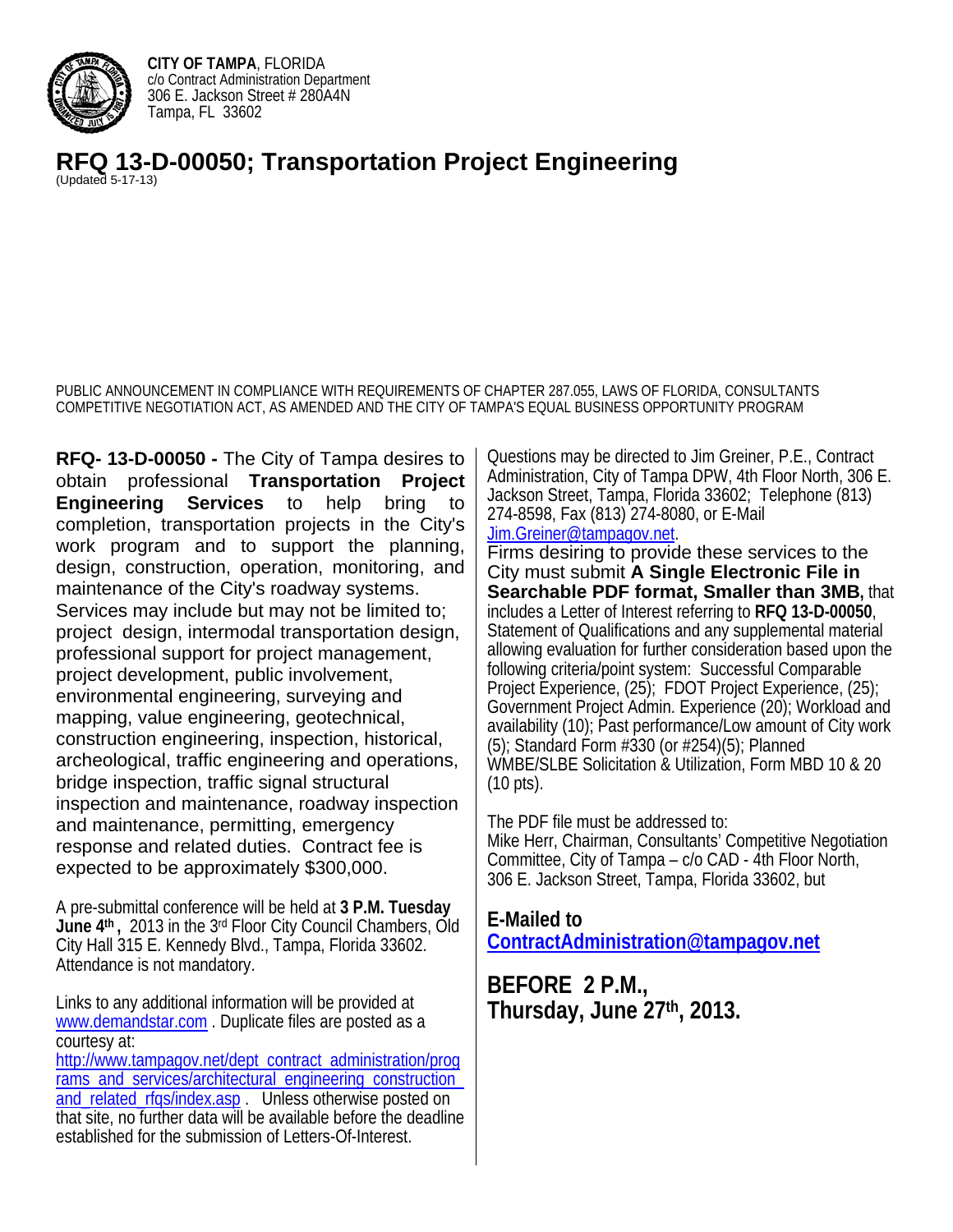**CITY OF TAMPA**, FLORIDA
c/o Contract Administration Department
306 E. Jackson Street # 280A4N
Tampa, FL 33602

# RFQ 13-D-00050; Transportation Project Engineering

(Updated 5-17-13)

PUBLIC ANNOUNCEMENT IN COMPLIANCE WITH REQUIREMENTS OF CHAPTER 287.055, LAWS OF FLORIDA, CONSULTANTS COMPETITIVE NEGOTIATION ACT, AS AMENDED AND THE CITY OF TAMPA'S EQUAL BUSINESS OPPORTUNITY PROGRAM

**RFQ- 13-D-00050 -** The City of Tampa desires to obtain professional **Transportation Project Engineering Services** to help bring to completion, transportation projects in the City's work program and to support the planning, design, construction, operation, monitoring, and maintenance of the City's roadway systems. Services may include but may not be limited to; project design, intermodal transportation design, professional support for project management, project development, public involvement, environmental engineering, surveying and mapping, value engineering, geotechnical, construction engineering, inspection, historical, archeological, traffic engineering and operations, bridge inspection, traffic signal structural inspection and maintenance, roadway inspection and maintenance, permitting, emergency response and related duties. Contract fee is expected to be approximately $300,000.

A pre-submittal conference will be held at **3 P.M. Tuesday June 4th,** 2013 in the 3rd Floor City Council Chambers, Old City Hall 315 E. Kennedy Blvd., Tampa, Florida 33602. Attendance is not mandatory.

Links to any additional information will be provided at www.demandstar.com . Duplicate files are posted as a courtesy at: http://www.tampagov.net/dept_contract_administration/programs_and_services/architectural_engineering_construction_and_related_rfqs/index.asp . Unless otherwise posted on that site, no further data will be available before the deadline established for the submission of Letters-Of-Interest.

Questions may be directed to Jim Greiner, P.E., Contract Administration, City of Tampa DPW, 4th Floor North, 306 E. Jackson Street, Tampa, Florida 33602; Telephone (813) 274-8598, Fax (813) 274-8080, or E-Mail Jim.Greiner@tampagov.net.

Firms desiring to provide these services to the City must submit **A Single Electronic File in Searchable PDF format, Smaller than 3MB,** that includes a Letter of Interest referring to **RFQ 13-D-00050**, Statement of Qualifications and any supplemental material allowing evaluation for further consideration based upon the following criteria/point system: Successful Comparable Project Experience, (25); FDOT Project Experience, (25); Government Project Admin. Experience (20); Workload and availability (10); Past performance/Low amount of City work (5); Standard Form #330 (or #254)(5); Planned WMBE/SLBE Solicitation & Utilization, Form MBD 10 & 20 (10 pts).

The PDF file must be addressed to:
Mike Herr, Chairman, Consultants' Competitive Negotiation Committee, City of Tampa – c/o CAD - 4th Floor North, 306 E. Jackson Street, Tampa, Florida 33602, but

**E-Mailed to ContractAdministration@tampagov.net**

**BEFORE 2 P.M., Thursday, June 27th, 2013.**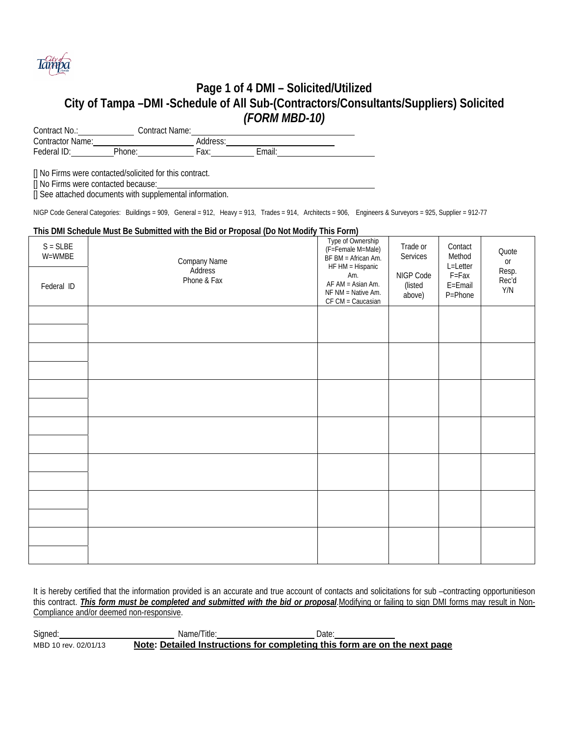## Page 1 of 4 DMI – Solicited/Utilized

## City of Tampa –DMI -Schedule of All Sub-(Contractors/Consultants/Suppliers) Solicited

## *(FORM MBD-10)*

Contract No.:\_\_\_\_\_\_\_\_\_\_\_\_ Contract Name:\_\_\_\_\_\_\_\_\_\_\_\_\_\_\_\_\_\_\_\_\_\_\_\_\_\_\_\_\_\_\_\_\_\_\_\_
Contractor Name:\_\_\_\_\_\_\_\_\_\_\_\_\_\_\_\_\_\_\_\_\_\_ Address:\_\_\_\_\_\_\_\_\_\_\_\_\_\_\_\_\_\_\_\_\_\_\_\_
Federal ID:\_\_\_\_\_\_\_\_\_\_Phone:\_\_\_\_\_\_\_\_\_\_\_\_\_ Fax:\_\_\_\_\_\_\_\_\_\_ Email:\_\_\_\_\_\_\_\_\_\_\_\_\_\_\_\_\_\_\_\_\_\_

[] No Firms were contacted/solicited for this contract.
[] No Firms were contacted because:\_\_\_\_\_\_\_\_\_\_\_\_\_\_\_\_\_\_\_\_\_\_\_\_\_\_\_\_\_\_\_\_\_\_\_\_\_\_\_\_\_\_\_\_\_\_
[] See attached documents with supplemental information.

NIGP Code General Categories: Buildings = 909, General = 912, Heavy = 913, Trades = 914, Architects = 906, Engineers & Surveyors = 925, Supplier = 912-77

**This DMI Schedule Must Be Submitted with the Bid or Proposal (Do Not Modify This Form)**

| S = SLBE W=WMBE / Federal ID | Company Name Address Phone & Fax | Type of Ownership (F=Female M=Male) BF BM = African Am. HF HM = Hispanic Am. AF AM = Asian Am. NF NM = Native Am. CF CM = Caucasian | Trade or Services / NIGP Code (listed above) | Contact Method L=Letter F=Fax E=Email P=Phone | Quote or Resp. Rec'd Y/N |
|---|---|---|---|---|---|
| | | | | | |
| | | | | | |
| | | | | | |
| | | | | | |
| | | | | | |
| | | | | | |
| | | | | | |
| | | | | | |
| | | | | | |
| | | | | | |
| | | | | | |
| | | | | | |
| | | | | | |
| | | | | | |

It is hereby certified that the information provided is an accurate and true account of contacts and solicitations for sub –contracting opportunitieson this contract. ***This form must be completed and submitted with the bid or proposal***.Modifying or failing to sign DMI forms may result in Non-Compliance and/or deemed non-responsive.

Signed:\_\_\_\_\_\_\_\_\_\_\_\_\_\_\_\_\_\_\_\_\_\_\_\_ Name/Title:\_\_\_\_\_\_\_\_\_\_\_\_\_\_\_\_\_\_\_\_\_ Date:\_\_\_\_\_\_\_\_\_\_\_\_

MBD 10 rev. 02/01/13 **Note: Detailed Instructions for completing this form are on the next page**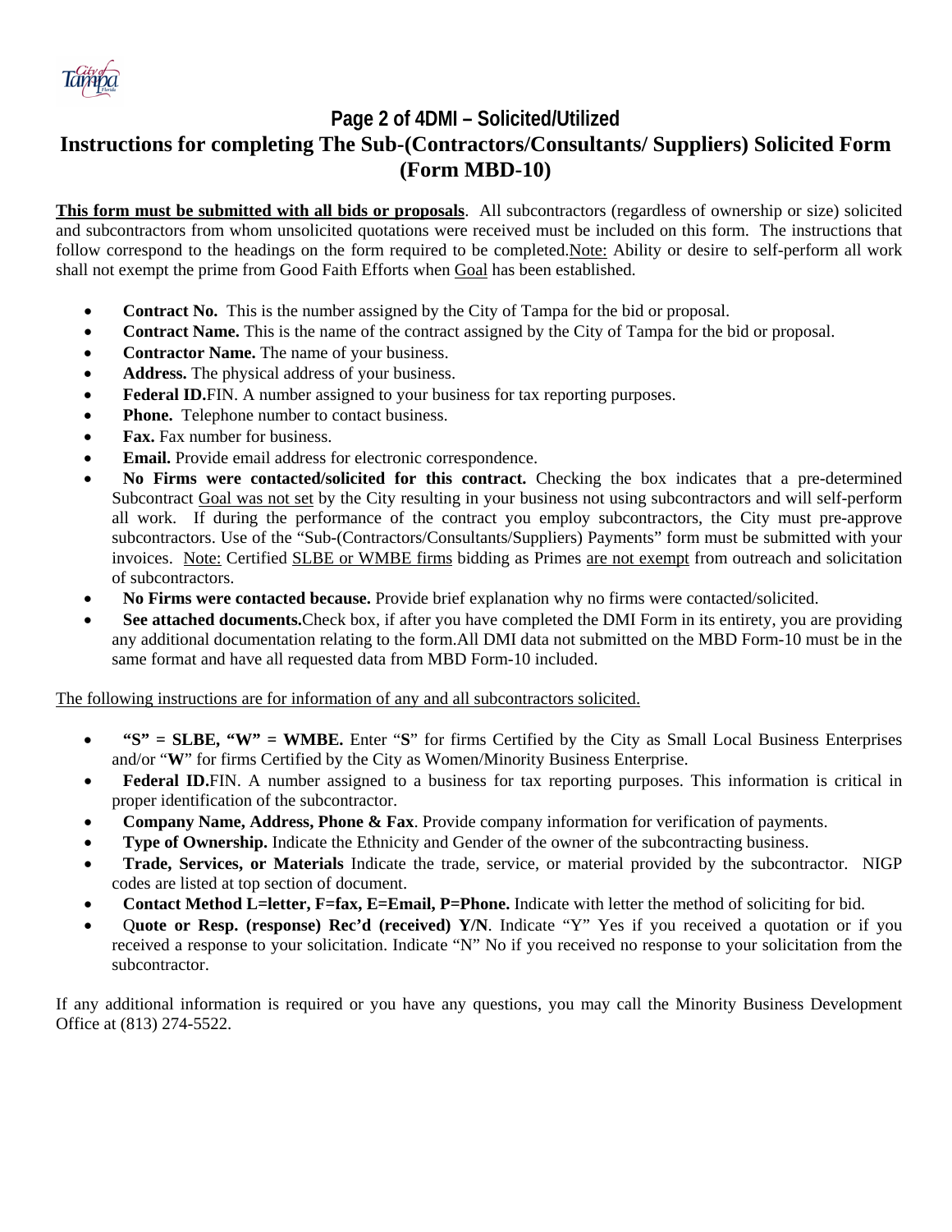## Page 2 of 4DMI – Solicited/Utilized

# Instructions for completing The Sub-(Contractors/Consultants/ Suppliers) Solicited Form (Form MBD-10)

**This form must be submitted with all bids or proposals**. All subcontractors (regardless of ownership or size) solicited and subcontractors from whom unsolicited quotations were received must be included on this form. The instructions that follow correspond to the headings on the form required to be completed.Note: Ability or desire to self-perform all work shall not exempt the prime from Good Faith Efforts when Goal has been established.

- **Contract No.** This is the number assigned by the City of Tampa for the bid or proposal.
- **Contract Name.** This is the name of the contract assigned by the City of Tampa for the bid or proposal.
- **Contractor Name.** The name of your business.
- **Address.** The physical address of your business.
- **Federal ID.**FIN. A number assigned to your business for tax reporting purposes.
- **Phone.** Telephone number to contact business.
- **Fax.** Fax number for business.
- **Email.** Provide email address for electronic correspondence.
- **No Firms were contacted/solicited for this contract.** Checking the box indicates that a pre-determined Subcontract Goal was not set by the City resulting in your business not using subcontractors and will self-perform all work. If during the performance of the contract you employ subcontractors, the City must pre-approve subcontractors. Use of the "Sub-(Contractors/Consultants/Suppliers) Payments" form must be submitted with your invoices. Note: Certified SLBE or WMBE firms bidding as Primes are not exempt from outreach and solicitation of subcontractors.
- **No Firms were contacted because.** Provide brief explanation why no firms were contacted/solicited.
- **See attached documents.**Check box, if after you have completed the DMI Form in its entirety, you are providing any additional documentation relating to the form.All DMI data not submitted on the MBD Form-10 must be in the same format and have all requested data from MBD Form-10 included.

The following instructions are for information of any and all subcontractors solicited.

- **"S" = SLBE, "W" = WMBE.** Enter "**S**" for firms Certified by the City as Small Local Business Enterprises and/or "**W**" for firms Certified by the City as Women/Minority Business Enterprise.
- **Federal ID.**FIN. A number assigned to a business for tax reporting purposes. This information is critical in proper identification of the subcontractor.
- **Company Name, Address, Phone & Fax**. Provide company information for verification of payments.
- **Type of Ownership.** Indicate the Ethnicity and Gender of the owner of the subcontracting business.
- **Trade, Services, or Materials** Indicate the trade, service, or material provided by the subcontractor. NIGP codes are listed at top section of document.
- **Contact Method L=letter, F=fax, E=Email, P=Phone.** Indicate with letter the method of soliciting for bid.
- Q**uote or Resp. (response) Rec'd (received) Y/N**. Indicate "Y" Yes if you received a quotation or if you received a response to your solicitation. Indicate "N" No if you received no response to your solicitation from the subcontractor.

If any additional information is required or you have any questions, you may call the Minority Business Development Office at (813) 274-5522.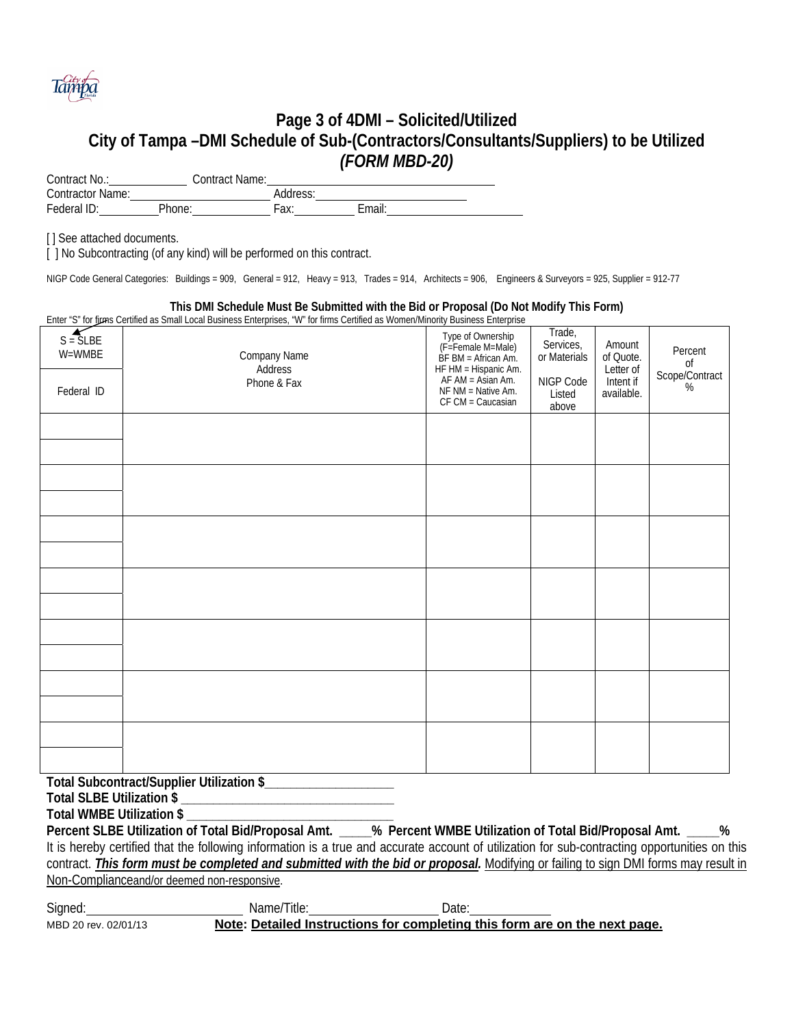# Page 3 of 4DMI – Solicited/Utilized

## City of Tampa –DMI Schedule of Sub-(Contractors/Consultants/Suppliers) to be Utilized

### *(FORM MBD-20)*

Contract No.:_____________ Contract Name:_________________________________

Contractor Name:_______________________ Address:_______________________

Federal ID:__________Phone:______________ Fax:__________ Email:_____________________

[ ] See attached documents.

[ ] No Subcontracting (of any kind) will be performed on this contract.

NIGP Code General Categories: Buildings = 909, General = 912, Heavy = 913, Trades = 914, Architects = 906, Engineers & Surveyors = 925, Supplier = 912-77

**This DMI Schedule Must Be Submitted with the Bid or Proposal (Do Not Modify This Form)**

Enter "S" for firms Certified as Small Local Business Enterprises, "W" for firms Certified as Women/Minority Business Enterprise

| S = SLBE W=WMBE / Federal ID | Company Name Address Phone & Fax | Type of Ownership (F=Female M=Male) BF BM = African Am. HF HM = Hispanic Am. AF AM = Asian Am. NF NM = Native Am. CF CM = Caucasian | Trade, Services, or Materials / NIGP Code Listed above | Amount of Quote. Letter of Intent if available. | Percent of Scope/Contract % |
|---|---|---|---|---|---|
| | | | | | |
| | | | | | |
| | | | | | |
| | | | | | |
| | | | | | |
| | | | | | |
| | | | | | |

**Total Subcontract/Supplier Utilization $___________________**

**Total SLBE Utilization $ ________________________________**

**Total WMBE Utilization $ _______________________________**

**Percent SLBE Utilization of Total Bid/Proposal Amt. _____% Percent WMBE Utilization of Total Bid/Proposal Amt. _____%**

It is hereby certified that the following information is a true and accurate account of utilization for sub-contracting opportunities on this contract. ***This form must be completed and submitted with the bid or proposal.*** Modifying or failing to sign DMI forms may result in Non-Complianceand/or deemed non-responsive.

Signed:________________________ Name/Title:___________________ Date:____________

MBD 20 rev. 02/01/13 **Note: Detailed Instructions for completing this form are on the next page.**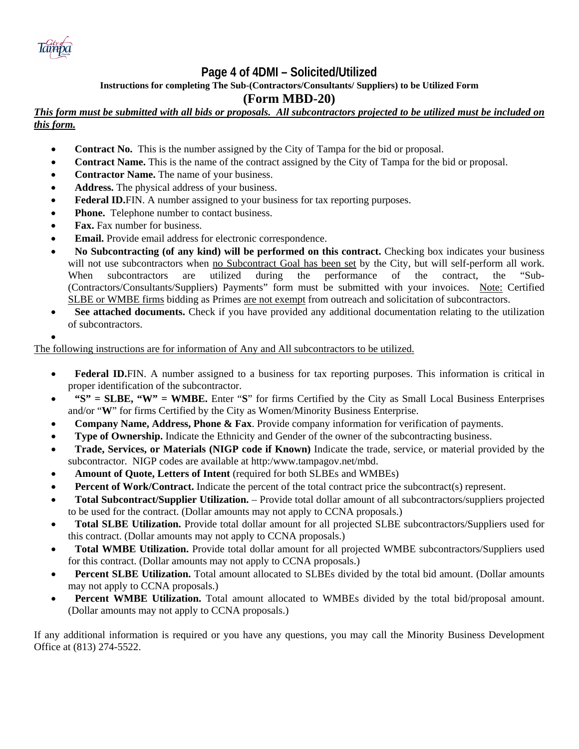# Page 4 of 4DMI – Solicited/Utilized

**Instructions for completing The Sub-(Contractors/Consultants/ Suppliers) to be Utilized Form**

## (Form MBD-20)

***This form must be submitted with all bids or proposals. All subcontractors projected to be utilized must be included on this form.***

- **Contract No.** This is the number assigned by the City of Tampa for the bid or proposal.
- **Contract Name.** This is the name of the contract assigned by the City of Tampa for the bid or proposal.
- **Contractor Name.** The name of your business.
- **Address.** The physical address of your business.
- **Federal ID.**FIN. A number assigned to your business for tax reporting purposes.
- **Phone.** Telephone number to contact business.
- **Fax.** Fax number for business.
- **Email.** Provide email address for electronic correspondence.
- **No Subcontracting (of any kind) will be performed on this contract.** Checking box indicates your business will not use subcontractors when no Subcontract Goal has been set by the City, but will self-perform all work. When subcontractors are utilized during the performance of the contract, the "Sub-(Contractors/Consultants/Suppliers) Payments" form must be submitted with your invoices. Note: Certified SLBE or WMBE firms bidding as Primes are not exempt from outreach and solicitation of subcontractors.
- **See attached documents.** Check if you have provided any additional documentation relating to the utilization of subcontractors.

The following instructions are for information of Any and All subcontractors to be utilized.

- **Federal ID.**FIN. A number assigned to a business for tax reporting purposes. This information is critical in proper identification of the subcontractor.
- **"S" = SLBE, "W" = WMBE.** Enter "**S**" for firms Certified by the City as Small Local Business Enterprises and/or "**W**" for firms Certified by the City as Women/Minority Business Enterprise.
- **Company Name, Address, Phone & Fax**. Provide company information for verification of payments.
- **Type of Ownership.** Indicate the Ethnicity and Gender of the owner of the subcontracting business.
- **Trade, Services, or Materials (NIGP code if Known)** Indicate the trade, service, or material provided by the subcontractor. NIGP codes are available at http:/www.tampagov.net/mbd.
- **Amount of Quote, Letters of Intent** (required for both SLBEs and WMBEs)
- **Percent of Work/Contract.** Indicate the percent of the total contract price the subcontract(s) represent.
- **Total Subcontract/Supplier Utilization.** – Provide total dollar amount of all subcontractors/suppliers projected to be used for the contract. (Dollar amounts may not apply to CCNA proposals.)
- **Total SLBE Utilization.** Provide total dollar amount for all projected SLBE subcontractors/Suppliers used for this contract. (Dollar amounts may not apply to CCNA proposals.)
- **Total WMBE Utilization.** Provide total dollar amount for all projected WMBE subcontractors/Suppliers used for this contract. (Dollar amounts may not apply to CCNA proposals.)
- **Percent SLBE Utilization.** Total amount allocated to SLBEs divided by the total bid amount. (Dollar amounts may not apply to CCNA proposals.)
- **Percent WMBE Utilization.** Total amount allocated to WMBEs divided by the total bid/proposal amount. (Dollar amounts may not apply to CCNA proposals.)

If any additional information is required or you have any questions, you may call the Minority Business Development Office at (813) 274-5522.